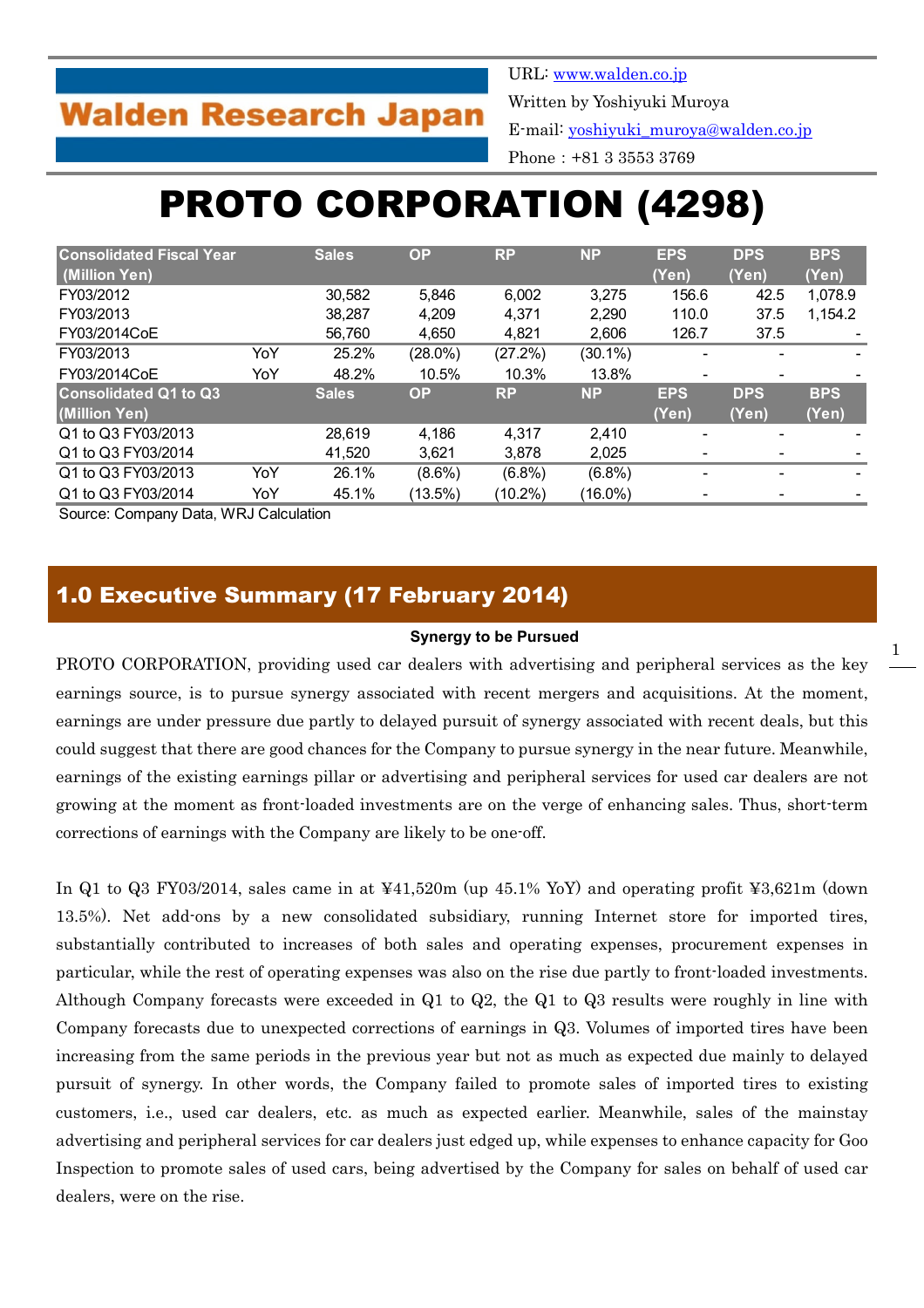Walden Research Japan

URL: www.walden.co.jp

Written by Yoshiyuki Muroya

E-mail: yoshiyuki_muroya@walden.co.jp

Phone : +81 3 3553 3769

# PROTO CORPORATION (4298)

| Consolidated Fiscal Year (Million Yen) | | Sales | OP | RP | NP | EPS (Yen) | DPS (Yen) | BPS (Yen) |
|---|---|---|---|---|---|---|---|---|
| FY03/2012 | | 30,582 | 5,846 | 6,002 | 3,275 | 156.6 | 42.5 | 1,078.9 |
| FY03/2013 | | 38,287 | 4,209 | 4,371 | 2,290 | 110.0 | 37.5 | 1,154.2 |
| FY03/2014CoE | | 56,760 | 4,650 | 4,821 | 2,606 | 126.7 | 37.5 | - |
| FY03/2013 | YoY | 25.2% | (28.0%) | (27.2%) | (30.1%) | - | - | - |
| FY03/2014CoE | YoY | 48.2% | 10.5% | 10.3% | 13.8% | - | - | - |
| **Consolidated Q1 to Q3 (Million Yen)** | | **Sales** | **OP** | **RP** | **NP** | **EPS (Yen)** | **DPS (Yen)** | **BPS (Yen)** |
| Q1 to Q3 FY03/2013 | | 28,619 | 4,186 | 4,317 | 2,410 | - | - | - |
| Q1 to Q3 FY03/2014 | | 41,520 | 3,621 | 3,878 | 2,025 | - | - | - |
| Q1 to Q3 FY03/2013 | YoY | 26.1% | (8.6%) | (6.8%) | (6.8%) | - | - | - |
| Q1 to Q3 FY03/2014 | YoY | 45.1% | (13.5%) | (10.2%) | (16.0%) | - | - | - |

Source: Company Data, WRJ Calculation

## 1.0 Executive Summary (17 February 2014)

**Synergy to be Pursued**

PROTO CORPORATION, providing used car dealers with advertising and peripheral services as the key earnings source, is to pursue synergy associated with recent mergers and acquisitions. At the moment, earnings are under pressure due partly to delayed pursuit of synergy associated with recent deals, but this could suggest that there are good chances for the Company to pursue synergy in the near future. Meanwhile, earnings of the existing earnings pillar or advertising and peripheral services for used car dealers are not growing at the moment as front-loaded investments are on the verge of enhancing sales. Thus, short-term corrections of earnings with the Company are likely to be one-off.

In Q1 to Q3 FY03/2014, sales came in at ¥41,520m (up 45.1% YoY) and operating profit ¥3,621m (down 13.5%). Net add-ons by a new consolidated subsidiary, running Internet store for imported tires, substantially contributed to increases of both sales and operating expenses, procurement expenses in particular, while the rest of operating expenses was also on the rise due partly to front-loaded investments. Although Company forecasts were exceeded in Q1 to Q2, the Q1 to Q3 results were roughly in line with Company forecasts due to unexpected corrections of earnings in Q3. Volumes of imported tires have been increasing from the same periods in the previous year but not as much as expected due mainly to delayed pursuit of synergy. In other words, the Company failed to promote sales of imported tires to existing customers, i.e., used car dealers, etc. as much as expected earlier. Meanwhile, sales of the mainstay advertising and peripheral services for car dealers just edged up, while expenses to enhance capacity for Goo Inspection to promote sales of used cars, being advertised by the Company for sales on behalf of used car dealers, were on the rise.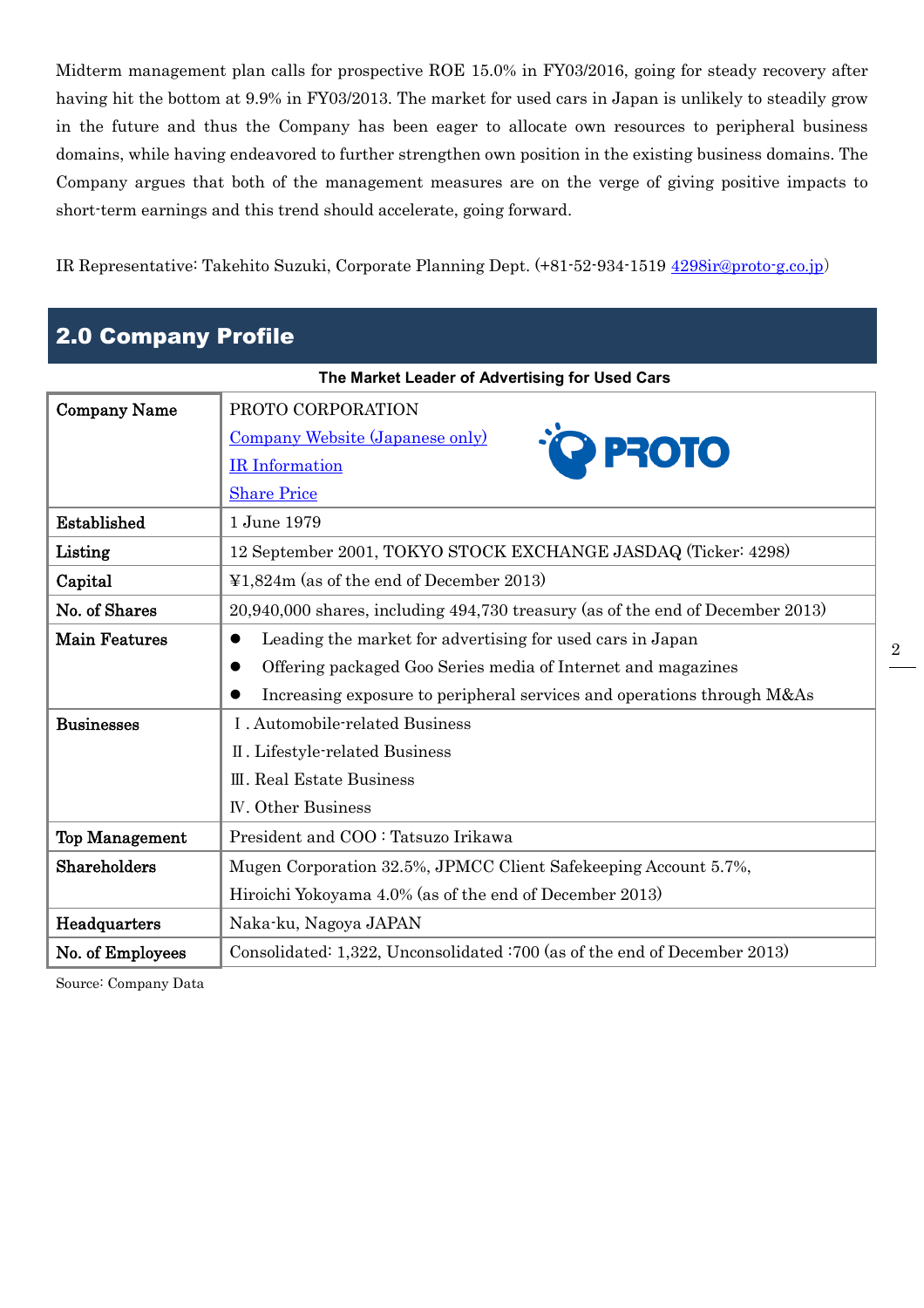Midterm management plan calls for prospective ROE 15.0% in FY03/2016, going for steady recovery after having hit the bottom at 9.9% in FY03/2013. The market for used cars in Japan is unlikely to steadily grow in the future and thus the Company has been eager to allocate own resources to peripheral business domains, while having endeavored to further strengthen own position in the existing business domains. The Company argues that both of the management measures are on the verge of giving positive impacts to short-term earnings and this trend should accelerate, going forward.

IR Representative: Takehito Suzuki, Corporate Planning Dept. (+81-52-934-1519 4298ir@proto-g.co.jp)

## 2.0 Company Profile

**The Market Leader of Advertising for Used Cars**

| | |
|---|---|
| Company Name | PROTO CORPORATION<br>Company Website (Japanese only)<br>IR Information<br>Share Price |
| Established | 1 June 1979 |
| Listing | 12 September 2001, TOKYO STOCK EXCHANGE JASDAQ (Ticker: 4298) |
| Capital | ¥1,824m (as of the end of December 2013) |
| No. of Shares | 20,940,000 shares, including 494,730 treasury (as of the end of December 2013) |
| Main Features | ● Leading the market for advertising for used cars in Japan<br>● Offering packaged Goo Series media of Internet and magazines<br>● Increasing exposure to peripheral services and operations through M&As |
| Businesses | Ⅰ. Automobile-related Business<br>Ⅱ. Lifestyle-related Business<br>Ⅲ. Real Estate Business<br>Ⅳ. Other Business |
| Top Management | President and COO : Tatsuzo Irikawa |
| Shareholders | Mugen Corporation 32.5%, JPMCC Client Safekeeping Account 5.7%,<br>Hiroichi Yokoyama 4.0% (as of the end of December 2013) |
| Headquarters | Naka-ku, Nagoya JAPAN |
| No. of Employees | Consolidated: 1,322, Unconsolidated :700 (as of the end of December 2013) |

Source: Company Data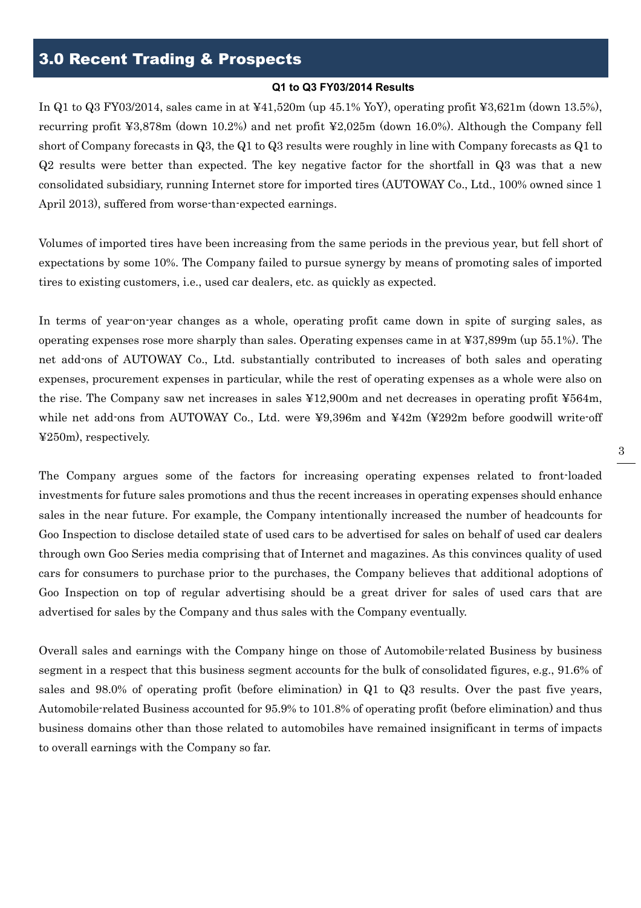## 3.0 Recent Trading & Prospects

### Q1 to Q3 FY03/2014 Results

In Q1 to Q3 FY03/2014, sales came in at ¥41,520m (up 45.1% YoY), operating profit ¥3,621m (down 13.5%), recurring profit ¥3,878m (down 10.2%) and net profit ¥2,025m (down 16.0%). Although the Company fell short of Company forecasts in Q3, the Q1 to Q3 results were roughly in line with Company forecasts as Q1 to Q2 results were better than expected. The key negative factor for the shortfall in Q3 was that a new consolidated subsidiary, running Internet store for imported tires (AUTOWAY Co., Ltd., 100% owned since 1 April 2013), suffered from worse-than-expected earnings.

Volumes of imported tires have been increasing from the same periods in the previous year, but fell short of expectations by some 10%. The Company failed to pursue synergy by means of promoting sales of imported tires to existing customers, i.e., used car dealers, etc. as quickly as expected.

In terms of year-on-year changes as a whole, operating profit came down in spite of surging sales, as operating expenses rose more sharply than sales. Operating expenses came in at ¥37,899m (up 55.1%). The net add-ons of AUTOWAY Co., Ltd. substantially contributed to increases of both sales and operating expenses, procurement expenses in particular, while the rest of operating expenses as a whole were also on the rise. The Company saw net increases in sales ¥12,900m and net decreases in operating profit ¥564m, while net add-ons from AUTOWAY Co., Ltd. were ¥9,396m and ¥42m (¥292m before goodwill write-off ¥250m), respectively.

The Company argues some of the factors for increasing operating expenses related to front-loaded investments for future sales promotions and thus the recent increases in operating expenses should enhance sales in the near future. For example, the Company intentionally increased the number of headcounts for Goo Inspection to disclose detailed state of used cars to be advertised for sales on behalf of used car dealers through own Goo Series media comprising that of Internet and magazines. As this convinces quality of used cars for consumers to purchase prior to the purchases, the Company believes that additional adoptions of Goo Inspection on top of regular advertising should be a great driver for sales of used cars that are advertised for sales by the Company and thus sales with the Company eventually.

Overall sales and earnings with the Company hinge on those of Automobile-related Business by business segment in a respect that this business segment accounts for the bulk of consolidated figures, e.g., 91.6% of sales and 98.0% of operating profit (before elimination) in Q1 to Q3 results. Over the past five years, Automobile-related Business accounted for 95.9% to 101.8% of operating profit (before elimination) and thus business domains other than those related to automobiles have remained insignificant in terms of impacts to overall earnings with the Company so far.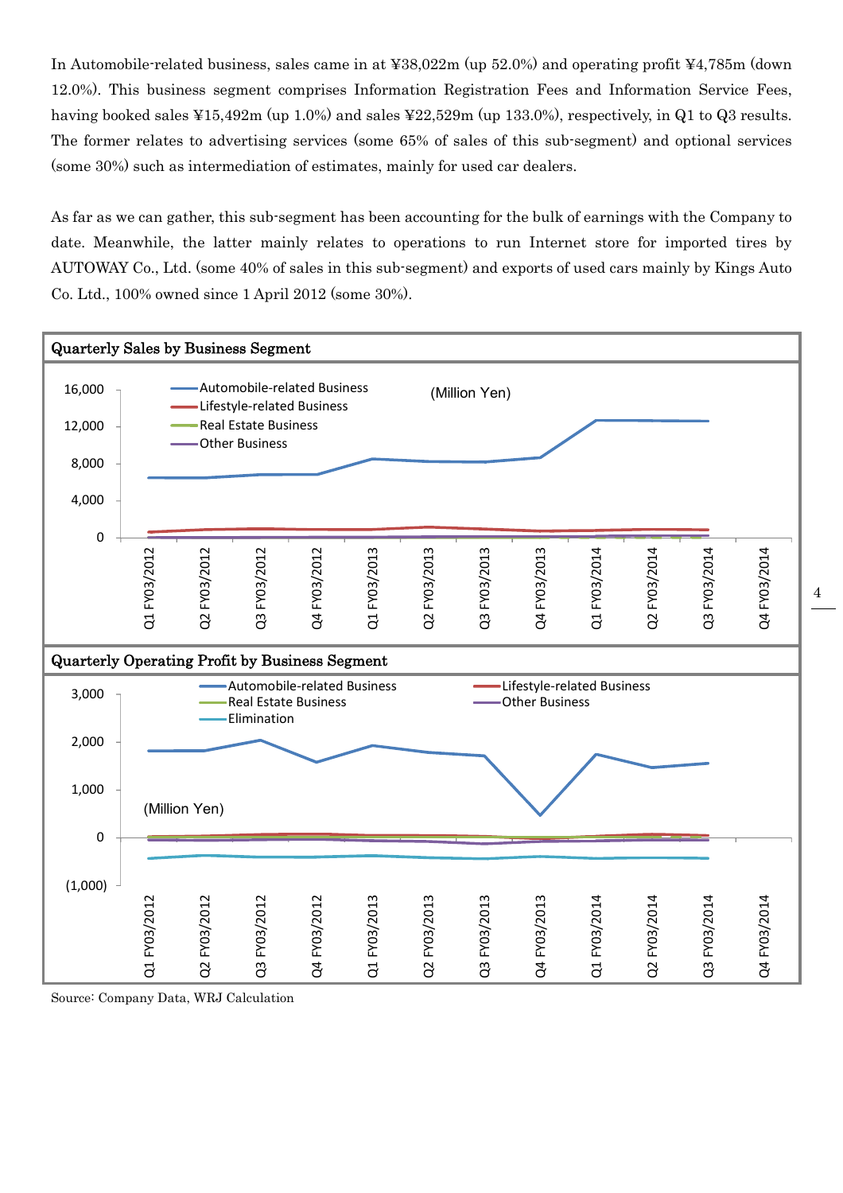In Automobile-related business, sales came in at ¥38,022m (up 52.0%) and operating profit ¥4,785m (down 12.0%). This business segment comprises Information Registration Fees and Information Service Fees, having booked sales ¥15,492m (up 1.0%) and sales ¥22,529m (up 133.0%), respectively, in Q1 to Q3 results. The former relates to advertising services (some 65% of sales of this sub-segment) and optional services (some 30%) such as intermediation of estimates, mainly for used car dealers.

As far as we can gather, this sub-segment has been accounting for the bulk of earnings with the Company to date. Meanwhile, the latter mainly relates to operations to run Internet store for imported tires by AUTOWAY Co., Ltd. (some 40% of sales in this sub-segment) and exports of used cars mainly by Kings Auto Co. Ltd., 100% owned since 1 April 2012 (some 30%).

**Quarterly Sales by Business Segment**

(Million Yen)

Automobile-related Business
Lifestyle-related Business
Real Estate Business
Other Business

16,000
12,000
8,000
4,000
0

Q1 FY03/2012, Q2 FY03/2012, Q3 FY03/2012, Q4 FY03/2012, Q1 FY03/2013, Q2 FY03/2013, Q3 FY03/2013, Q4 FY03/2013, Q1 FY03/2014, Q2 FY03/2014, Q3 FY03/2014, Q4 FY03/2014

**Quarterly Operating Profit by Business Segment**

(Million Yen)

Automobile-related Business
Lifestyle-related Business
Real Estate Business
Other Business
Elimination

3,000
2,000
1,000
0
(1,000)

Q1 FY03/2012, Q2 FY03/2012, Q3 FY03/2012, Q4 FY03/2012, Q1 FY03/2013, Q2 FY03/2013, Q3 FY03/2013, Q4 FY03/2013, Q1 FY03/2014, Q2 FY03/2014, Q3 FY03/2014, Q4 FY03/2014

Source: Company Data, WRJ Calculation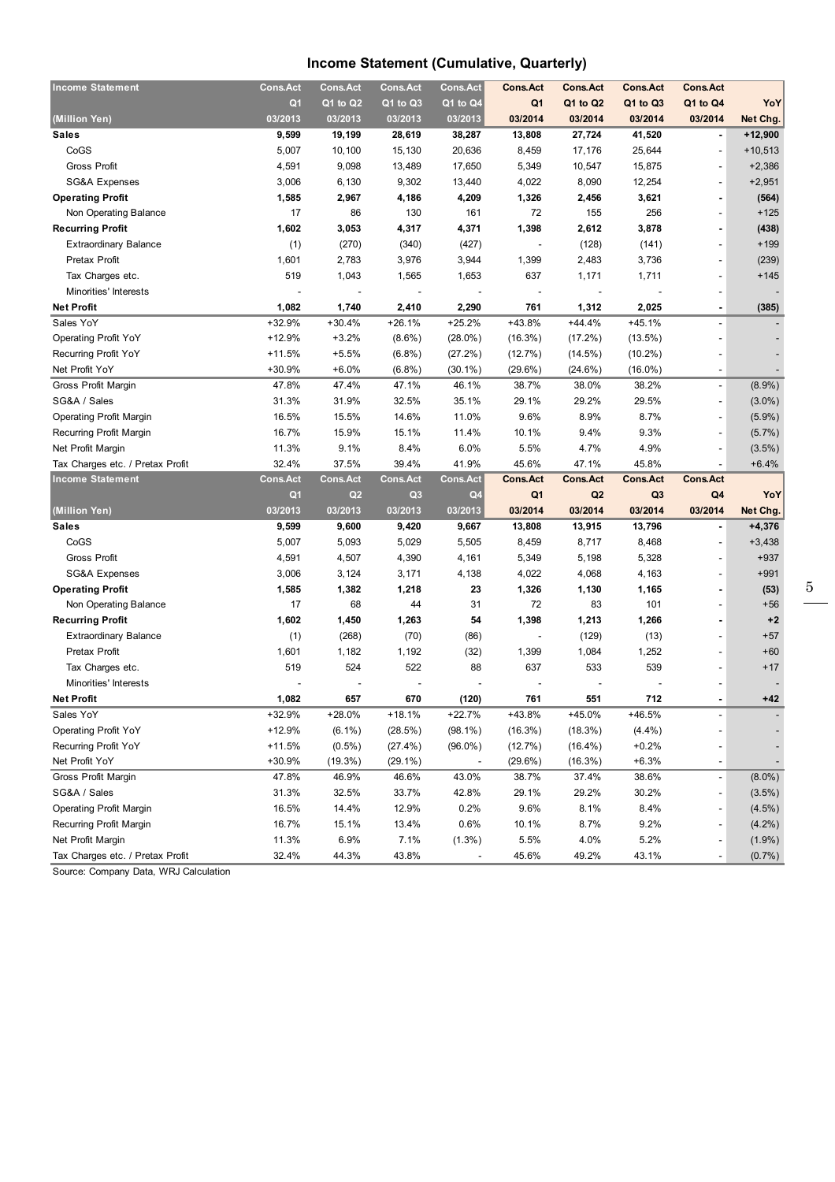# Income Statement (Cumulative, Quarterly)

| Income Statement | Cons.Act | Cons.Act | Cons.Act | Cons.Act | Cons.Act | Cons.Act | Cons.Act | Cons.Act | |
|---|---|---|---|---|---|---|---|---|---|
| | Q1 | Q1 to Q2 | Q1 to Q3 | Q1 to Q4 | Q1 | Q1 to Q2 | Q1 to Q3 | Q1 to Q4 | YoY |
| (Million Yen) | 03/2013 | 03/2013 | 03/2013 | 03/2013 | 03/2014 | 03/2014 | 03/2014 | 03/2014 | Net Chg. |
| **Sales** | **9,599** | **19,199** | **28,619** | **38,287** | **13,808** | **27,724** | **41,520** | **-** | **+12,900** |
| CoGS | 5,007 | 10,100 | 15,130 | 20,636 | 8,459 | 17,176 | 25,644 | - | +10,513 |
| Gross Profit | 4,591 | 9,098 | 13,489 | 17,650 | 5,349 | 10,547 | 15,875 | - | +2,386 |
| SG&A Expenses | 3,006 | 6,130 | 9,302 | 13,440 | 4,022 | 8,090 | 12,254 | - | +2,951 |
| **Operating Profit** | **1,585** | **2,967** | **4,186** | **4,209** | **1,326** | **2,456** | **3,621** | **-** | **(564)** |
| Non Operating Balance | 17 | 86 | 130 | 161 | 72 | 155 | 256 | - | +125 |
| **Recurring Profit** | **1,602** | **3,053** | **4,317** | **4,371** | **1,398** | **2,612** | **3,878** | **-** | **(438)** |
| Extraordinary Balance | (1) | (270) | (340) | (427) | - | (128) | (141) | - | +199 |
| Pretax Profit | 1,601 | 2,783 | 3,976 | 3,944 | 1,399 | 2,483 | 3,736 | - | (239) |
| Tax Charges etc. | 519 | 1,043 | 1,565 | 1,653 | 637 | 1,171 | 1,711 | - | +145 |
| Minorities' Interests | - | - | - | - | - | - | - | - | - |
| **Net Profit** | **1,082** | **1,740** | **2,410** | **2,290** | **761** | **1,312** | **2,025** | **-** | **(385)** |
| Sales YoY | +32.9% | +30.4% | +26.1% | +25.2% | +43.8% | +44.4% | +45.1% | - | - |
| Operating Profit YoY | +12.9% | +3.2% | (8.6%) | (28.0%) | (16.3%) | (17.2%) | (13.5%) | - | - |
| Recurring Profit YoY | +11.5% | +5.5% | (6.8%) | (27.2%) | (12.7%) | (14.5%) | (10.2%) | - | - |
| Net Profit YoY | +30.9% | +6.0% | (6.8%) | (30.1%) | (29.6%) | (24.6%) | (16.0%) | - | - |
| Gross Profit Margin | 47.8% | 47.4% | 47.1% | 46.1% | 38.7% | 38.0% | 38.2% | - | (8.9%) |
| SG&A / Sales | 31.3% | 31.9% | 32.5% | 35.1% | 29.1% | 29.2% | 29.5% | - | (3.0%) |
| Operating Profit Margin | 16.5% | 15.5% | 14.6% | 11.0% | 9.6% | 8.9% | 8.7% | - | (5.9%) |
| Recurring Profit Margin | 16.7% | 15.9% | 15.1% | 11.4% | 10.1% | 9.4% | 9.3% | - | (5.7%) |
| Net Profit Margin | 11.3% | 9.1% | 8.4% | 6.0% | 5.5% | 4.7% | 4.9% | - | (3.5%) |
| Tax Charges etc. / Pretax Profit | 32.4% | 37.5% | 39.4% | 41.9% | 45.6% | 47.1% | 45.8% | - | +6.4% |

| Income Statement | Cons.Act | Cons.Act | Cons.Act | Cons.Act | Cons.Act | Cons.Act | Cons.Act | Cons.Act | |
|---|---|---|---|---|---|---|---|---|---|
| | Q1 | Q2 | Q3 | Q4 | Q1 | Q2 | Q3 | Q4 | YoY |
| (Million Yen) | 03/2013 | 03/2013 | 03/2013 | 03/2013 | 03/2014 | 03/2014 | 03/2014 | 03/2014 | Net Chg. |
| **Sales** | **9,599** | **9,600** | **9,420** | **9,667** | **13,808** | **13,915** | **13,796** | **-** | **+4,376** |
| CoGS | 5,007 | 5,093 | 5,029 | 5,505 | 8,459 | 8,717 | 8,468 | - | +3,438 |
| Gross Profit | 4,591 | 4,507 | 4,390 | 4,161 | 5,349 | 5,198 | 5,328 | - | +937 |
| SG&A Expenses | 3,006 | 3,124 | 3,171 | 4,138 | 4,022 | 4,068 | 4,163 | - | +991 |
| **Operating Profit** | **1,585** | **1,382** | **1,218** | **23** | **1,326** | **1,130** | **1,165** | **-** | **(53)** |
| Non Operating Balance | 17 | 68 | 44 | 31 | 72 | 83 | 101 | - | +56 |
| **Recurring Profit** | **1,602** | **1,450** | **1,263** | **54** | **1,398** | **1,213** | **1,266** | **-** | **+2** |
| Extraordinary Balance | (1) | (268) | (70) | (86) | - | (129) | (13) | - | +57 |
| Pretax Profit | 1,601 | 1,182 | 1,192 | (32) | 1,399 | 1,084 | 1,252 | - | +60 |
| Tax Charges etc. | 519 | 524 | 522 | 88 | 637 | 533 | 539 | - | +17 |
| Minorities' Interests | - | - | - | - | - | - | - | - | - |
| **Net Profit** | **1,082** | **657** | **670** | **(120)** | **761** | **551** | **712** | **-** | **+42** |
| Sales YoY | +32.9% | +28.0% | +18.1% | +22.7% | +43.8% | +45.0% | +46.5% | - | - |
| Operating Profit YoY | +12.9% | (6.1%) | (28.5%) | (98.1%) | (16.3%) | (18.3%) | (4.4%) | - | - |
| Recurring Profit YoY | +11.5% | (0.5%) | (27.4%) | (96.0%) | (12.7%) | (16.4%) | +0.2% | - | - |
| Net Profit YoY | +30.9% | (19.3%) | (29.1%) | - | (29.6%) | (16.3%) | +6.3% | - | - |
| Gross Profit Margin | 47.8% | 46.9% | 46.6% | 43.0% | 38.7% | 37.4% | 38.6% | - | (8.0%) |
| SG&A / Sales | 31.3% | 32.5% | 33.7% | 42.8% | 29.1% | 29.2% | 30.2% | - | (3.5%) |
| Operating Profit Margin | 16.5% | 14.4% | 12.9% | 0.2% | 9.6% | 8.1% | 8.4% | - | (4.5%) |
| Recurring Profit Margin | 16.7% | 15.1% | 13.4% | 0.6% | 10.1% | 8.7% | 9.2% | - | (4.2%) |
| Net Profit Margin | 11.3% | 6.9% | 7.1% | (1.3%) | 5.5% | 4.0% | 5.2% | - | (1.9%) |
| Tax Charges etc. / Pretax Profit | 32.4% | 44.3% | 43.8% | - | 45.6% | 49.2% | 43.1% | - | (0.7%) |

Source: Company Data, WRJ Calculation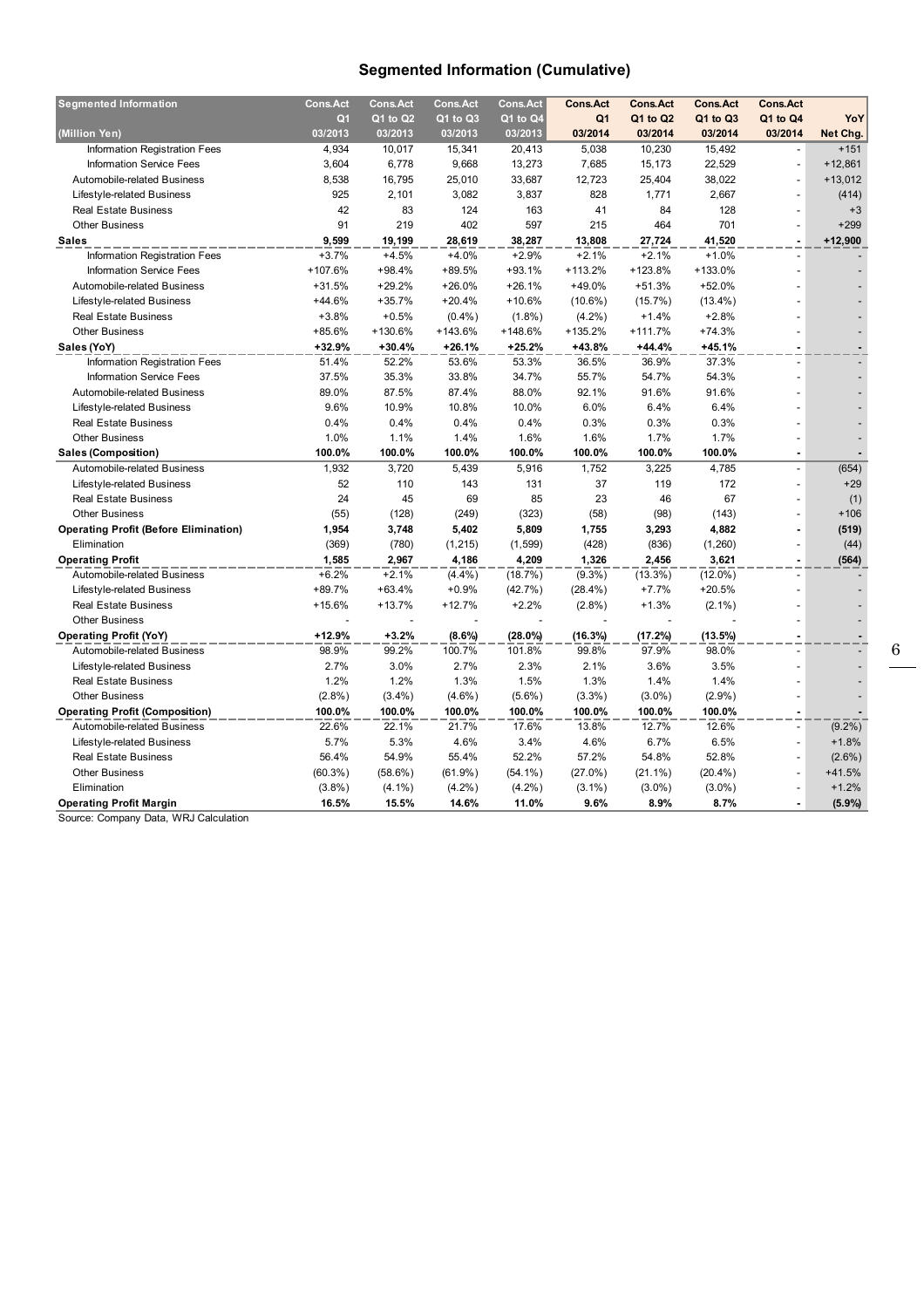## Segmented Information (Cumulative)

| Segmented Information (Million Yen) | Cons.Act Q1 03/2013 | Cons.Act Q1 to Q2 03/2013 | Cons.Act Q1 to Q3 03/2013 | Cons.Act Q1 to Q4 03/2013 | Cons.Act Q1 03/2014 | Cons.Act Q1 to Q2 03/2014 | Cons.Act Q1 to Q3 03/2014 | Cons.Act Q1 to Q4 03/2014 | YoY Net Chg. |
|---|---|---|---|---|---|---|---|---|---|
| Information Registration Fees | 4,934 | 10,017 | 15,341 | 20,413 | 5,038 | 10,230 | 15,492 | - | +151 |
| Information Service Fees | 3,604 | 6,778 | 9,668 | 13,273 | 7,685 | 15,173 | 22,529 | - | +12,861 |
| Automobile-related Business | 8,538 | 16,795 | 25,010 | 33,687 | 12,723 | 25,404 | 38,022 | - | +13,012 |
| Lifestyle-related Business | 925 | 2,101 | 3,082 | 3,837 | 828 | 1,771 | 2,667 | - | (414) |
| Real Estate Business | 42 | 83 | 124 | 163 | 41 | 84 | 128 | - | +3 |
| Other Business | 91 | 219 | 402 | 597 | 215 | 464 | 701 | - | +299 |
| **Sales** | **9,599** | **19,199** | **28,619** | **38,287** | **13,808** | **27,724** | **41,520** | **-** | **+12,900** |
| Information Registration Fees | +3.7% | +4.5% | +4.0% | +2.9% | +2.1% | +2.1% | +1.0% | - | - |
| Information Service Fees | +107.6% | +98.4% | +89.5% | +93.1% | +113.2% | +123.8% | +133.0% | - | - |
| Automobile-related Business | +31.5% | +29.2% | +26.0% | +26.1% | +49.0% | +51.3% | +52.0% | - | - |
| Lifestyle-related Business | +44.6% | +35.7% | +20.4% | +10.6% | (10.6%) | (15.7%) | (13.4%) | - | - |
| Real Estate Business | +3.8% | +0.5% | (0.4%) | (1.8%) | (4.2%) | +1.4% | +2.8% | - | - |
| Other Business | +85.6% | +130.6% | +143.6% | +148.6% | +135.2% | +111.7% | +74.3% | - | - |
| **Sales (YoY)** | **+32.9%** | **+30.4%** | **+26.1%** | **+25.2%** | **+43.8%** | **+44.4%** | **+45.1%** | **-** | **-** |
| Information Registration Fees | 51.4% | 52.2% | 53.6% | 53.3% | 36.5% | 36.9% | 37.3% | - | - |
| Information Service Fees | 37.5% | 35.3% | 33.8% | 34.7% | 55.7% | 54.7% | 54.3% | - | - |
| Automobile-related Business | 89.0% | 87.5% | 87.4% | 88.0% | 92.1% | 91.6% | 91.6% | - | - |
| Lifestyle-related Business | 9.6% | 10.9% | 10.8% | 10.0% | 6.0% | 6.4% | 6.4% | - | - |
| Real Estate Business | 0.4% | 0.4% | 0.4% | 0.4% | 0.3% | 0.3% | 0.3% | - | - |
| Other Business | 1.0% | 1.1% | 1.4% | 1.6% | 1.6% | 1.7% | 1.7% | - | - |
| **Sales (Composition)** | **100.0%** | **100.0%** | **100.0%** | **100.0%** | **100.0%** | **100.0%** | **100.0%** | **-** | **-** |
| Automobile-related Business | 1,932 | 3,720 | 5,439 | 5,916 | 1,752 | 3,225 | 4,785 | - | (654) |
| Lifestyle-related Business | 52 | 110 | 143 | 131 | 37 | 119 | 172 | - | +29 |
| Real Estate Business | 24 | 45 | 69 | 85 | 23 | 46 | 67 | - | (1) |
| Other Business | (55) | (128) | (249) | (323) | (58) | (98) | (143) | - | +106 |
| **Operating Profit (Before Elimination)** | **1,954** | **3,748** | **5,402** | **5,809** | **1,755** | **3,293** | **4,882** | **-** | **(519)** |
| Elimination | (369) | (780) | (1,215) | (1,599) | (428) | (836) | (1,260) | - | (44) |
| **Operating Profit** | **1,585** | **2,967** | **4,186** | **4,209** | **1,326** | **2,456** | **3,621** | **-** | **(564)** |
| Automobile-related Business | +6.2% | +2.1% | (4.4%) | (18.7%) | (9.3%) | (13.3%) | (12.0%) | - | - |
| Lifestyle-related Business | +89.7% | +63.4% | +0.9% | (42.7%) | (28.4%) | +7.7% | +20.5% | - | - |
| Real Estate Business | +15.6% | +13.7% | +12.7% | +2.2% | (2.8%) | +1.3% | (2.1%) | - | - |
| Other Business | - | - | - | - | - | - | - | - | - |
| **Operating Profit (YoY)** | **+12.9%** | **+3.2%** | **(8.6%)** | **(28.0%)** | **(16.3%)** | **(17.2%)** | **(13.5%)** | **-** | **-** |
| Automobile-related Business | 98.9% | 99.2% | 100.7% | 101.8% | 99.8% | 97.9% | 98.0% | - | - |
| Lifestyle-related Business | 2.7% | 3.0% | 2.7% | 2.3% | 2.1% | 3.6% | 3.5% | - | - |
| Real Estate Business | 1.2% | 1.2% | 1.3% | 1.5% | 1.3% | 1.4% | 1.4% | - | - |
| Other Business | (2.8%) | (3.4%) | (4.6%) | (5.6%) | (3.3%) | (3.0%) | (2.9%) | - | - |
| **Operating Profit (Composition)** | **100.0%** | **100.0%** | **100.0%** | **100.0%** | **100.0%** | **100.0%** | **100.0%** | **-** | **-** |
| Automobile-related Business | 22.6% | 22.1% | 21.7% | 17.6% | 13.8% | 12.7% | 12.6% | - | (9.2%) |
| Lifestyle-related Business | 5.7% | 5.3% | 4.6% | 3.4% | 4.6% | 6.7% | 6.5% | - | +1.8% |
| Real Estate Business | 56.4% | 54.9% | 55.4% | 52.2% | 57.2% | 54.8% | 52.8% | - | (2.6%) |
| Other Business | (60.3%) | (58.6%) | (61.9%) | (54.1%) | (27.0%) | (21.1%) | (20.4%) | - | +41.5% |
| Elimination | (3.8%) | (4.1%) | (4.2%) | (4.2%) | (3.1%) | (3.0%) | (3.0%) | - | +1.2% |
| **Operating Profit Margin** | **16.5%** | **15.5%** | **14.6%** | **11.0%** | **9.6%** | **8.9%** | **8.7%** | **-** | **(5.9%)** |

Source: Company Data, WRJ Calculation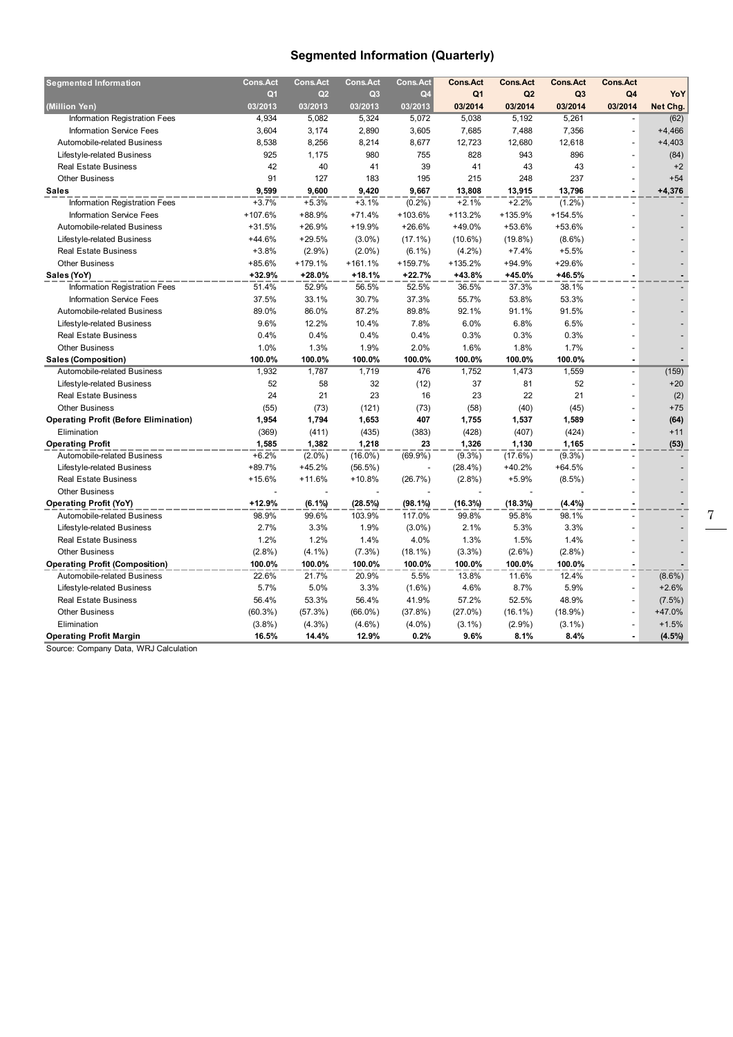# Segmented Information (Quarterly)

| Segmented Information | Cons.Act | Cons.Act | Cons.Act | Cons.Act | Cons.Act | Cons.Act | Cons.Act | Cons.Act | |
|---|---|---|---|---|---|---|---|---|---|
| | Q1 | Q2 | Q3 | Q4 | Q1 | Q2 | Q3 | Q4 | YoY |
| (Million Yen) | 03/2013 | 03/2013 | 03/2013 | 03/2013 | 03/2014 | 03/2014 | 03/2014 | 03/2014 | Net Chg. |
| Information Registration Fees | 4,934 | 5,082 | 5,324 | 5,072 | 5,038 | 5,192 | 5,261 | - | (62) |
| Information Service Fees | 3,604 | 3,174 | 2,890 | 3,605 | 7,685 | 7,488 | 7,356 | - | +4,466 |
| Automobile-related Business | 8,538 | 8,256 | 8,214 | 8,677 | 12,723 | 12,680 | 12,618 | - | +4,403 |
| Lifestyle-related Business | 925 | 1,175 | 980 | 755 | 828 | 943 | 896 | - | (84) |
| Real Estate Business | 42 | 40 | 41 | 39 | 41 | 43 | 43 | - | +2 |
| Other Business | 91 | 127 | 183 | 195 | 215 | 248 | 237 | - | +54 |
| **Sales** | **9,599** | **9,600** | **9,420** | **9,667** | **13,808** | **13,915** | **13,796** | **-** | **+4,376** |
| Information Registration Fees | +3.7% | +5.3% | +3.1% | (0.2%) | +2.1% | +2.2% | (1.2%) | - | - |
| Information Service Fees | +107.6% | +88.9% | +71.4% | +103.6% | +113.2% | +135.9% | +154.5% | - | - |
| Automobile-related Business | +31.5% | +26.9% | +19.9% | +26.6% | +49.0% | +53.6% | +53.6% | - | - |
| Lifestyle-related Business | +44.6% | +29.5% | (3.0%) | (17.1%) | (10.6%) | (19.8%) | (8.6%) | - | - |
| Real Estate Business | +3.8% | (2.9%) | (2.0%) | (6.1%) | (4.2%) | +7.4% | +5.5% | - | - |
| Other Business | +85.6% | +179.1% | +161.1% | +159.7% | +135.2% | +94.9% | +29.6% | - | - |
| **Sales (YoY)** | **+32.9%** | **+28.0%** | **+18.1%** | **+22.7%** | **+43.8%** | **+45.0%** | **+46.5%** | **-** | **-** |
| Information Registration Fees | 51.4% | 52.9% | 56.5% | 52.5% | 36.5% | 37.3% | 38.1% | - | - |
| Information Service Fees | 37.5% | 33.1% | 30.7% | 37.3% | 55.7% | 53.8% | 53.3% | - | - |
| Automobile-related Business | 89.0% | 86.0% | 87.2% | 89.8% | 92.1% | 91.1% | 91.5% | - | - |
| Lifestyle-related Business | 9.6% | 12.2% | 10.4% | 7.8% | 6.0% | 6.8% | 6.5% | - | - |
| Real Estate Business | 0.4% | 0.4% | 0.4% | 0.4% | 0.3% | 0.3% | 0.3% | - | - |
| Other Business | 1.0% | 1.3% | 1.9% | 2.0% | 1.6% | 1.8% | 1.7% | - | - |
| **Sales (Composition)** | **100.0%** | **100.0%** | **100.0%** | **100.0%** | **100.0%** | **100.0%** | **100.0%** | **-** | **-** |
| Automobile-related Business | 1,932 | 1,787 | 1,719 | 476 | 1,752 | 1,473 | 1,559 | - | (159) |
| Lifestyle-related Business | 52 | 58 | 32 | (12) | 37 | 81 | 52 | - | +20 |
| Real Estate Business | 24 | 21 | 23 | 16 | 23 | 22 | 21 | - | (2) |
| Other Business | (55) | (73) | (121) | (73) | (58) | (40) | (45) | - | +75 |
| **Operating Profit (Before Elimination)** | **1,954** | **1,794** | **1,653** | **407** | **1,755** | **1,537** | **1,589** | **-** | **(64)** |
| Elimination | (369) | (411) | (435) | (383) | (428) | (407) | (424) | - | +11 |
| **Operating Profit** | **1,585** | **1,382** | **1,218** | **23** | **1,326** | **1,130** | **1,165** | **-** | **(53)** |
| Automobile-related Business | +6.2% | (2.0%) | (16.0%) | (69.9%) | (9.3%) | (17.6%) | (9.3%) | - | - |
| Lifestyle-related Business | +89.7% | +45.2% | (56.5%) | - | (28.4%) | +40.2% | +64.5% | - | - |
| Real Estate Business | +15.6% | +11.6% | +10.8% | (26.7%) | (2.8%) | +5.9% | (8.5%) | - | - |
| Other Business | - | - | - | - | - | - | - | - | - |
| **Operating Profit (YoY)** | **+12.9%** | **(6.1%)** | **(28.5%)** | **(98.1%)** | **(16.3%)** | **(18.3%)** | **(4.4%)** | **-** | **-** |
| Automobile-related Business | 98.9% | 99.6% | 103.9% | 117.0% | 99.8% | 95.8% | 98.1% | - | - |
| Lifestyle-related Business | 2.7% | 3.3% | 1.9% | (3.0%) | 2.1% | 5.3% | 3.3% | - | - |
| Real Estate Business | 1.2% | 1.2% | 1.4% | 4.0% | 1.3% | 1.5% | 1.4% | - | - |
| Other Business | (2.8%) | (4.1%) | (7.3%) | (18.1%) | (3.3%) | (2.6%) | (2.8%) | - | - |
| **Operating Profit (Composition)** | **100.0%** | **100.0%** | **100.0%** | **100.0%** | **100.0%** | **100.0%** | **100.0%** | **-** | **-** |
| Automobile-related Business | 22.6% | 21.7% | 20.9% | 5.5% | 13.8% | 11.6% | 12.4% | - | (8.6%) |
| Lifestyle-related Business | 5.7% | 5.0% | 3.3% | (1.6%) | 4.6% | 8.7% | 5.9% | - | +2.6% |
| Real Estate Business | 56.4% | 53.3% | 56.4% | 41.9% | 57.2% | 52.5% | 48.9% | - | (7.5%) |
| Other Business | (60.3%) | (57.3%) | (66.0%) | (37.8%) | (27.0%) | (16.1%) | (18.9%) | - | +47.0% |
| Elimination | (3.8%) | (4.3%) | (4.6%) | (4.0%) | (3.1%) | (2.9%) | (3.1%) | - | +1.5% |
| **Operating Profit Margin** | **16.5%** | **14.4%** | **12.9%** | **0.2%** | **9.6%** | **8.1%** | **8.4%** | **-** | **(4.5%)** |

Source: Company Data, WRJ Calculation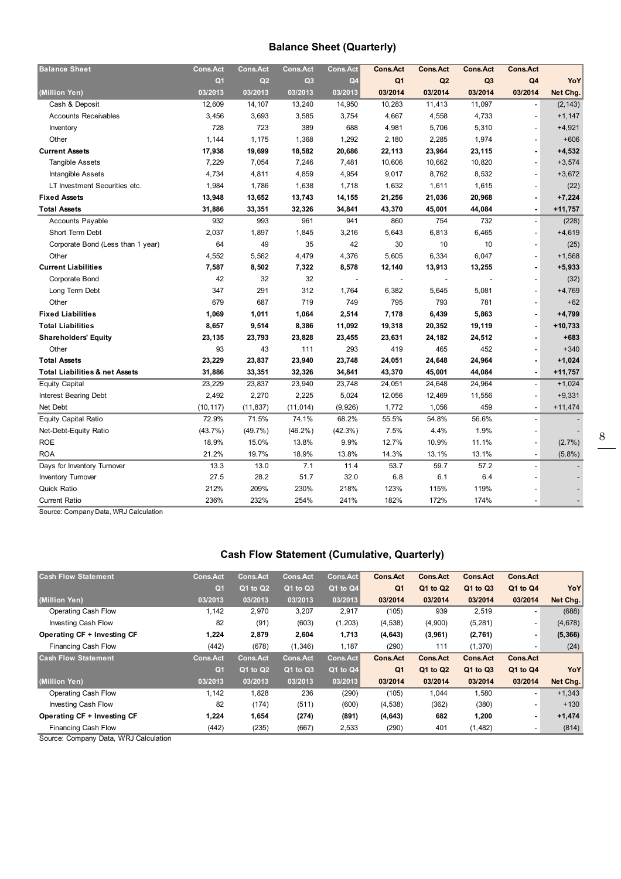## Balance Sheet (Quarterly)

| Balance Sheet | Cons.Act | Cons.Act | Cons.Act | Cons.Act | Cons.Act | Cons.Act | Cons.Act | Cons.Act | |
|---|---|---|---|---|---|---|---|---|---|
| | Q1 | Q2 | Q3 | Q4 | Q1 | Q2 | Q3 | Q4 | YoY |
| (Million Yen) | 03/2013 | 03/2013 | 03/2013 | 03/2013 | 03/2014 | 03/2014 | 03/2014 | 03/2014 | Net Chg. |
| Cash & Deposit | 12,609 | 14,107 | 13,240 | 14,950 | 10,283 | 11,413 | 11,097 | - | (2,143) |
| Accounts Receivables | 3,456 | 3,693 | 3,585 | 3,754 | 4,667 | 4,558 | 4,733 | - | +1,147 |
| Inventory | 728 | 723 | 389 | 688 | 4,981 | 5,706 | 5,310 | - | +4,921 |
| Other | 1,144 | 1,175 | 1,368 | 1,292 | 2,180 | 2,285 | 1,974 | - | +606 |
| **Current Assets** | **17,938** | **19,699** | **18,582** | **20,686** | **22,113** | **23,964** | **23,115** | **-** | **+4,532** |
| Tangible Assets | 7,229 | 7,054 | 7,246 | 7,481 | 10,606 | 10,662 | 10,820 | - | +3,574 |
| Intangible Assets | 4,734 | 4,811 | 4,859 | 4,954 | 9,017 | 8,762 | 8,532 | - | +3,672 |
| LT Investment Securities etc. | 1,984 | 1,786 | 1,638 | 1,718 | 1,632 | 1,611 | 1,615 | - | (22) |
| **Fixed Assets** | **13,948** | **13,652** | **13,743** | **14,155** | **21,256** | **21,036** | **20,968** | **-** | **+7,224** |
| **Total Assets** | **31,886** | **33,351** | **32,326** | **34,841** | **43,370** | **45,001** | **44,084** | **-** | **+11,757** |
| Accounts Payable | 932 | 993 | 961 | 941 | 860 | 754 | 732 | - | (228) |
| Short Term Debt | 2,037 | 1,897 | 1,845 | 3,216 | 5,643 | 6,813 | 6,465 | - | +4,619 |
| Corporate Bond (Less than 1 year) | 64 | 49 | 35 | 42 | 30 | 10 | 10 | - | (25) |
| Other | 4,552 | 5,562 | 4,479 | 4,376 | 5,605 | 6,334 | 6,047 | - | +1,568 |
| **Current Liabilities** | **7,587** | **8,502** | **7,322** | **8,578** | **12,140** | **13,913** | **13,255** | **-** | **+5,933** |
| Corporate Bond | 42 | 32 | 32 | - | - | - | - | - | (32) |
| Long Term Debt | 347 | 291 | 312 | 1,764 | 6,382 | 5,645 | 5,081 | - | +4,769 |
| Other | 679 | 687 | 719 | 749 | 795 | 793 | 781 | - | +62 |
| **Fixed Liabilities** | **1,069** | **1,011** | **1,064** | **2,514** | **7,178** | **6,439** | **5,863** | **-** | **+4,799** |
| **Total Liabilities** | **8,657** | **9,514** | **8,386** | **11,092** | **19,318** | **20,352** | **19,119** | **-** | **+10,733** |
| **Shareholders' Equity** | **23,135** | **23,793** | **23,828** | **23,455** | **23,631** | **24,182** | **24,512** | **-** | **+683** |
| Other | 93 | 43 | 111 | 293 | 419 | 465 | 452 | - | +340 |
| **Total Assets** | **23,229** | **23,837** | **23,940** | **23,748** | **24,051** | **24,648** | **24,964** | **-** | **+1,024** |
| **Total Liabilities & net Assets** | **31,886** | **33,351** | **32,326** | **34,841** | **43,370** | **45,001** | **44,084** | **-** | **+11,757** |
| Equity Capital | 23,229 | 23,837 | 23,940 | 23,748 | 24,051 | 24,648 | 24,964 | - | +1,024 |
| Interest Bearing Debt | 2,492 | 2,270 | 2,225 | 5,024 | 12,056 | 12,469 | 11,556 | - | +9,331 |
| Net Debt | (10,117) | (11,837) | (11,014) | (9,926) | 1,772 | 1,056 | 459 | - | +11,474 |
| Equity Capital Ratio | 72.9% | 71.5% | 74.1% | 68.2% | 55.5% | 54.8% | 56.6% | - | - |
| Net-Debt-Equity Ratio | (43.7%) | (49.7%) | (46.2%) | (42.3%) | 7.5% | 4.4% | 1.9% | - | - |
| ROE | 18.9% | 15.0% | 13.8% | 9.9% | 12.7% | 10.9% | 11.1% | - | (2.7%) |
| ROA | 21.2% | 19.7% | 18.9% | 13.8% | 14.3% | 13.1% | 13.1% | - | (5.8%) |
| Days for Inventory Turnover | 13.3 | 13.0 | 7.1 | 11.4 | 53.7 | 59.7 | 57.2 | - | - |
| Inventory Turnover | 27.5 | 28.2 | 51.7 | 32.0 | 6.8 | 6.1 | 6.4 | - | - |
| Quick Ratio | 212% | 209% | 230% | 218% | 123% | 115% | 119% | - | - |
| Current Ratio | 236% | 232% | 254% | 241% | 182% | 172% | 174% | - | - |

Source: Company Data, WRJ Calculation

## Cash Flow Statement (Cumulative, Quarterly)

| Cash Flow Statement | Cons.Act | Cons.Act | Cons.Act | Cons.Act | Cons.Act | Cons.Act | Cons.Act | Cons.Act | |
|---|---|---|---|---|---|---|---|---|---|
| | Q1 | Q1 to Q2 | Q1 to Q3 | Q1 to Q4 | Q1 | Q1 to Q2 | Q1 to Q3 | Q1 to Q4 | YoY |
| (Million Yen) | 03/2013 | 03/2013 | 03/2013 | 03/2013 | 03/2014 | 03/2014 | 03/2014 | 03/2014 | Net Chg. |
| Operating Cash Flow | 1,142 | 2,970 | 3,207 | 2,917 | (105) | 939 | 2,519 | - | (688) |
| Investing Cash Flow | 82 | (91) | (603) | (1,203) | (4,538) | (4,900) | (5,281) | - | (4,678) |
| **Operating CF + Investing CF** | **1,224** | **2,879** | **2,604** | **1,713** | **(4,643)** | **(3,961)** | **(2,761)** | **-** | **(5,366)** |
| Financing Cash Flow | (442) | (678) | (1,346) | 1,187 | (290) | 111 | (1,370) | - | (24) |
| **Cash Flow Statement** | **Cons.Act** | **Cons.Act** | **Cons.Act** | **Cons.Act** | **Cons.Act** | **Cons.Act** | **Cons.Act** | **Cons.Act** | |
| | Q1 | Q1 to Q2 | Q1 to Q3 | Q1 to Q4 | Q1 | Q1 to Q2 | Q1 to Q3 | Q1 to Q4 | YoY |
| (Million Yen) | 03/2013 | 03/2013 | 03/2013 | 03/2013 | 03/2014 | 03/2014 | 03/2014 | 03/2014 | Net Chg. |
| Operating Cash Flow | 1,142 | 1,828 | 236 | (290) | (105) | 1,044 | 1,580 | - | +1,343 |
| Investing Cash Flow | 82 | (174) | (511) | (600) | (4,538) | (362) | (380) | - | +130 |
| **Operating CF + Investing CF** | **1,224** | **1,654** | **(274)** | **(891)** | **(4,643)** | **682** | **1,200** | **-** | **+1,474** |
| Financing Cash Flow | (442) | (235) | (667) | 2,533 | (290) | 401 | (1,482) | - | (814) |

Source: Company Data, WRJ Calculation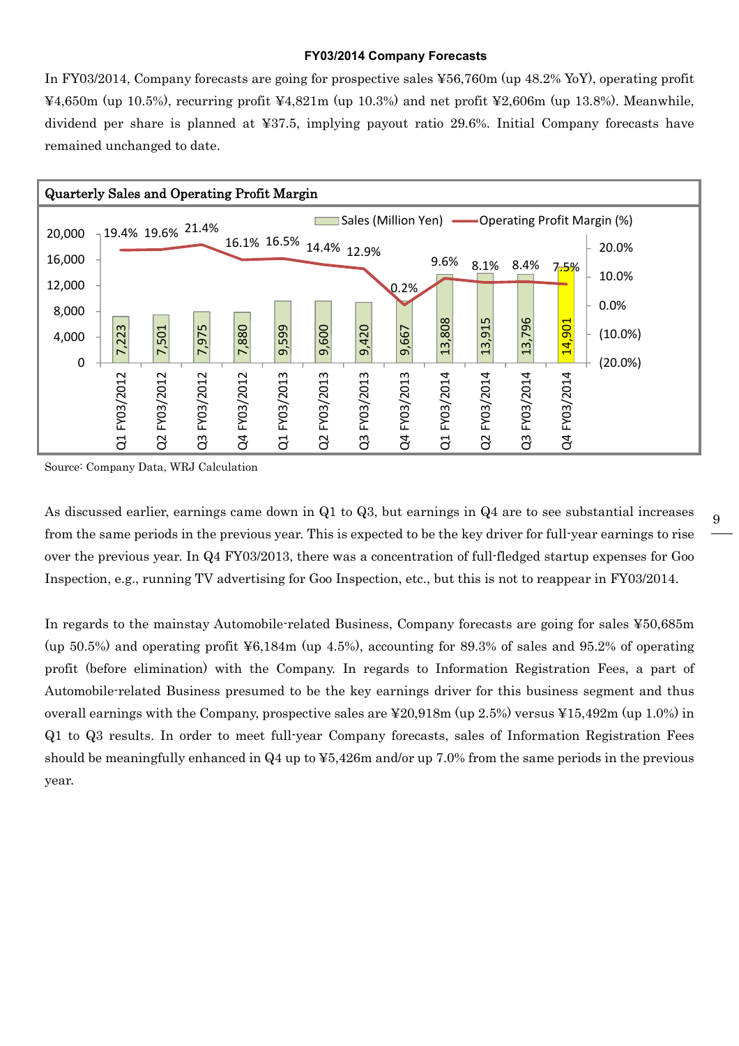### FY03/2014 Company Forecasts

In FY03/2014, Company forecasts are going for prospective sales ¥56,760m (up 48.2% YoY), operating profit ¥4,650m (up 10.5%), recurring profit ¥4,821m (up 10.3%) and net profit ¥2,606m (up 13.8%). Meanwhile, dividend per share is planned at ¥37.5, implying payout ratio 29.6%. Initial Company forecasts have remained unchanged to date.

**Quarterly Sales and Operating Profit Margin**

Sales (Million Yen)
Operating Profit Margin (%)

20,000
16,000
12,000
8,000
4,000
0

20.0%
10.0%
0.0%
(10.0%)
(20.0%)

19.4% 19.6% 21.4% 16.1% 16.5% 14.4% 12.9% 0.2% 9.6% 8.1% 8.4% 7.5%

7,223 7,501 7,975 7,880 9,599 9,600 9,420 9,667 13,808 13,915 13,796 14,901

Q1 FY03/2012
Q2 FY03/2012
Q3 FY03/2012
Q4 FY03/2012
Q1 FY03/2013
Q2 FY03/2013
Q3 FY03/2013
Q4 FY03/2013
Q1 FY03/2014
Q2 FY03/2014
Q3 FY03/2014
Q4 FY03/2014

Source: Company Data, WRJ Calculation

As discussed earlier, earnings came down in Q1 to Q3, but earnings in Q4 are to see substantial increases from the same periods in the previous year. This is expected to be the key driver for full-year earnings to rise over the previous year. In Q4 FY03/2013, there was a concentration of full-fledged startup expenses for Goo Inspection, e.g., running TV advertising for Goo Inspection, etc., but this is not to reappear in FY03/2014.

In regards to the mainstay Automobile-related Business, Company forecasts are going for sales ¥50,685m (up 50.5%) and operating profit ¥6,184m (up 4.5%), accounting for 89.3% of sales and 95.2% of operating profit (before elimination) with the Company. In regards to Information Registration Fees, a part of Automobile-related Business presumed to be the key earnings driver for this business segment and thus overall earnings with the Company, prospective sales are ¥20,918m (up 2.5%) versus ¥15,492m (up 1.0%) in Q1 to Q3 results. In order to meet full-year Company forecasts, sales of Information Registration Fees should be meaningfully enhanced in Q4 up to ¥5,426m and/or up 7.0% from the same periods in the previous year.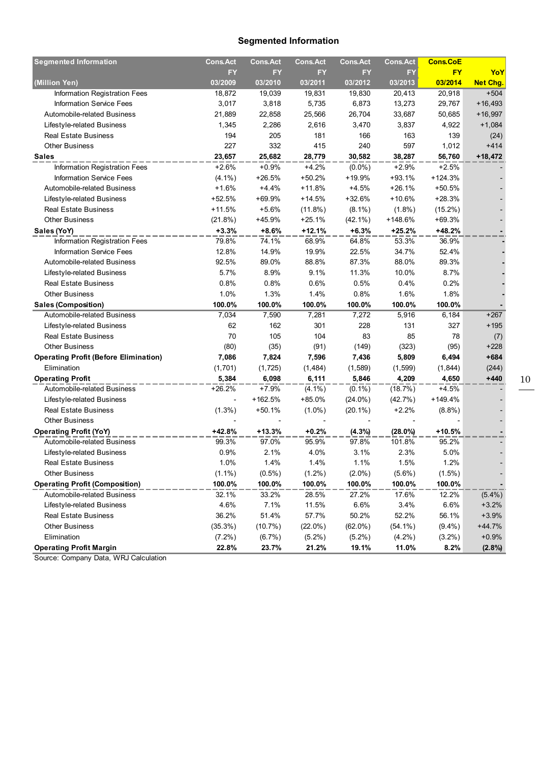## Segmented Information

| Segmented Information | Cons.Act | Cons.Act | Cons.Act | Cons.Act | Cons.Act | Cons.CoE | |
|---|---|---|---|---|---|---|---|
| | FY | FY | FY | FY | FY | FY | YoY |
| (Million Yen) | 03/2009 | 03/2010 | 03/2011 | 03/2012 | 03/2013 | 03/2014 | Net Chg. |
| Information Registration Fees | 18,872 | 19,039 | 19,831 | 19,830 | 20,413 | 20,918 | +504 |
| Information Service Fees | 3,017 | 3,818 | 5,735 | 6,873 | 13,273 | 29,767 | +16,493 |
| Automobile-related Business | 21,889 | 22,858 | 25,566 | 26,704 | 33,687 | 50,685 | +16,997 |
| Lifestyle-related Business | 1,345 | 2,286 | 2,616 | 3,470 | 3,837 | 4,922 | +1,084 |
| Real Estate Business | 194 | 205 | 181 | 166 | 163 | 139 | (24) |
| Other Business | 227 | 332 | 415 | 240 | 597 | 1,012 | +414 |
| **Sales** | **23,657** | **25,682** | **28,779** | **30,582** | **38,287** | **56,760** | **+18,472** |
| Information Registration Fees | +2.6% | +0.9% | +4.2% | (0.0%) | +2.9% | +2.5% | - |
| Information Service Fees | (4.1%) | +26.5% | +50.2% | +19.9% | +93.1% | +124.3% | - |
| Automobile-related Business | +1.6% | +4.4% | +11.8% | +4.5% | +26.1% | +50.5% | - |
| Lifestyle-related Business | +52.5% | +69.9% | +14.5% | +32.6% | +10.6% | +28.3% | - |
| Real Estate Business | +11.5% | +5.6% | (11.8%) | (8.1%) | (1.8%) | (15.2%) | - |
| Other Business | (21.8%) | +45.9% | +25.1% | (42.1%) | +148.6% | +69.3% | - |
| **Sales (YoY)** | **+3.3%** | **+8.6%** | **+12.1%** | **+6.3%** | **+25.2%** | **+48.2%** | **-** |
| Information Registration Fees | 79.8% | 74.1% | 68.9% | 64.8% | 53.3% | 36.9% | - |
| Information Service Fees | 12.8% | 14.9% | 19.9% | 22.5% | 34.7% | 52.4% | - |
| Automobile-related Business | 92.5% | 89.0% | 88.8% | 87.3% | 88.0% | 89.3% | - |
| Lifestyle-related Business | 5.7% | 8.9% | 9.1% | 11.3% | 10.0% | 8.7% | - |
| Real Estate Business | 0.8% | 0.8% | 0.6% | 0.5% | 0.4% | 0.2% | - |
| Other Business | 1.0% | 1.3% | 1.4% | 0.8% | 1.6% | 1.8% | - |
| **Sales (Composition)** | **100.0%** | **100.0%** | **100.0%** | **100.0%** | **100.0%** | **100.0%** | **-** |
| Automobile-related Business | 7,034 | 7,590 | 7,281 | 7,272 | 5,916 | 6,184 | +267 |
| Lifestyle-related Business | 62 | 162 | 301 | 228 | 131 | 327 | +195 |
| Real Estate Business | 70 | 105 | 104 | 83 | 85 | 78 | (7) |
| Other Business | (80) | (35) | (91) | (149) | (323) | (95) | +228 |
| **Operating Profit (Before Elimination)** | **7,086** | **7,824** | **7,596** | **7,436** | **5,809** | **6,494** | **+684** |
| Elimination | (1,701) | (1,725) | (1,484) | (1,589) | (1,599) | (1,844) | (244) |
| **Operating Profit** | **5,384** | **6,098** | **6,111** | **5,846** | **4,209** | **4,650** | **+440** |
| Automobile-related Business | +26.2% | +7.9% | (4.1%) | (0.1%) | (18.7%) | +4.5% | - |
| Lifestyle-related Business | - | +162.5% | +85.0% | (24.0%) | (42.7%) | +149.4% | - |
| Real Estate Business | (1.3%) | +50.1% | (1.0%) | (20.1%) | +2.2% | (8.8%) | - |
| Other Business | - | - | - | - | - | - | - |
| **Operating Profit (YoY)** | **+42.8%** | **+13.3%** | **+0.2%** | **(4.3%)** | **(28.0%)** | **+10.5%** | **-** |
| Automobile-related Business | 99.3% | 97.0% | 95.9% | 97.8% | 101.8% | 95.2% | - |
| Lifestyle-related Business | 0.9% | 2.1% | 4.0% | 3.1% | 2.3% | 5.0% | - |
| Real Estate Business | 1.0% | 1.4% | 1.4% | 1.1% | 1.5% | 1.2% | - |
| Other Business | (1.1%) | (0.5%) | (1.2%) | (2.0%) | (5.6%) | (1.5%) | - |
| **Operating Profit (Composition)** | **100.0%** | **100.0%** | **100.0%** | **100.0%** | **100.0%** | **100.0%** | **-** |
| Automobile-related Business | 32.1% | 33.2% | 28.5% | 27.2% | 17.6% | 12.2% | (5.4%) |
| Lifestyle-related Business | 4.6% | 7.1% | 11.5% | 6.6% | 3.4% | 6.6% | +3.2% |
| Real Estate Business | 36.2% | 51.4% | 57.7% | 50.2% | 52.2% | 56.1% | +3.9% |
| Other Business | (35.3%) | (10.7%) | (22.0%) | (62.0%) | (54.1%) | (9.4%) | +44.7% |
| Elimination | (7.2%) | (6.7%) | (5.2%) | (5.2%) | (4.2%) | (3.2%) | +0.9% |
| **Operating Profit Margin** | **22.8%** | **23.7%** | **21.2%** | **19.1%** | **11.0%** | **8.2%** | **(2.8%)** |

Source: Company Data, WRJ Calculation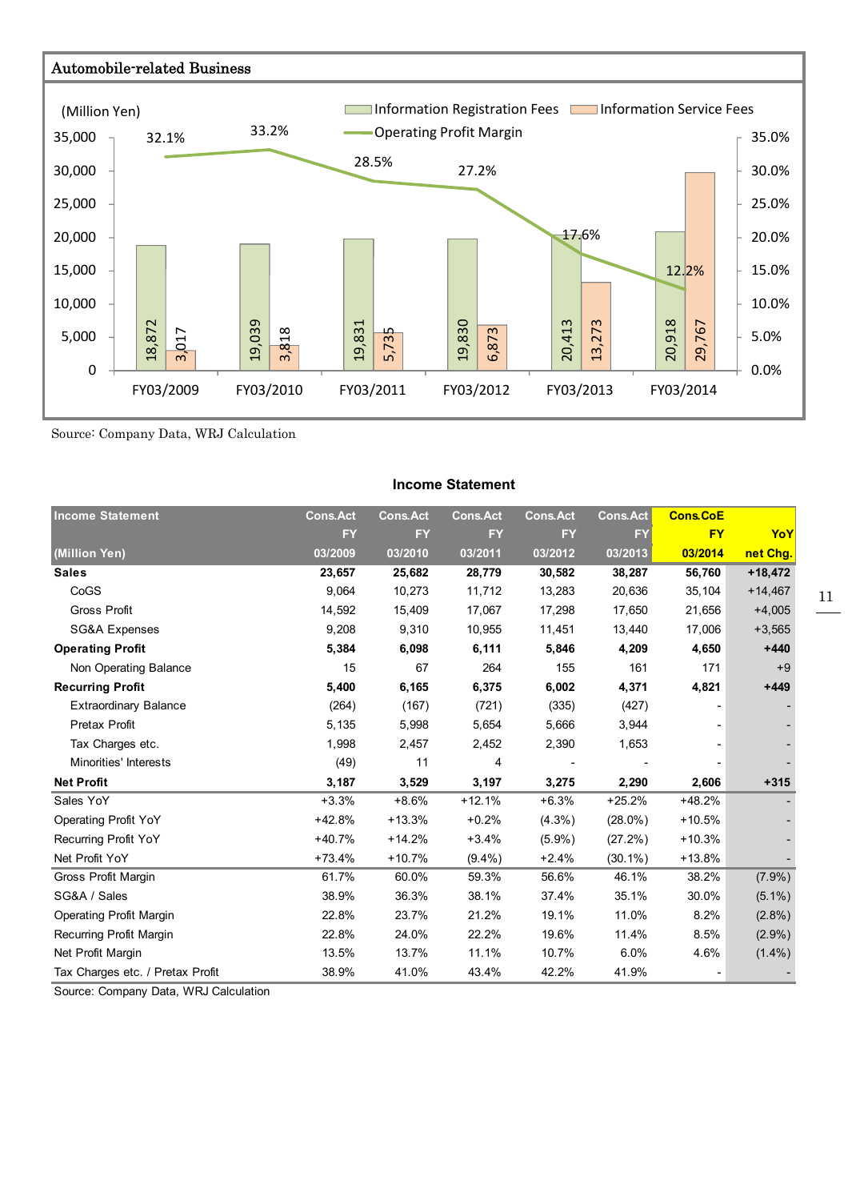## Automobile-related Business

(Million Yen)

Information Registration Fees
Information Service Fees
Operating Profit Margin

35,000
30,000
25,000
20,000
15,000
10,000
5,000
0

35.0%
30.0%
25.0%
20.0%
15.0%
10.0%
5.0%
0.0%

32.1%
33.2%
28.5%
27.2%
17.6%
12.2%

18,872
3,017
19,039
3,818
19,831
5,735
19,830
6,873
20,413
13,273
20,918
29,767

FY03/2009
FY03/2010
FY03/2011
FY03/2012
FY03/2013
FY03/2014

Source: Company Data, WRJ Calculation

### Income Statement

| Income Statement | Cons.Act | Cons.Act | Cons.Act | Cons.Act | Cons.Act | Cons.CoE | |
|---|---|---|---|---|---|---|---|
| | FY | FY | FY | FY | FY | FY | YoY |
| (Million Yen) | 03/2009 | 03/2010 | 03/2011 | 03/2012 | 03/2013 | 03/2014 | net Chg. |
| **Sales** | **23,657** | **25,682** | **28,779** | **30,582** | **38,287** | **56,760** | **+18,472** |
| CoGS | 9,064 | 10,273 | 11,712 | 13,283 | 20,636 | 35,104 | +14,467 |
| Gross Profit | 14,592 | 15,409 | 17,067 | 17,298 | 17,650 | 21,656 | +4,005 |
| SG&A Expenses | 9,208 | 9,310 | 10,955 | 11,451 | 13,440 | 17,006 | +3,565 |
| **Operating Profit** | **5,384** | **6,098** | **6,111** | **5,846** | **4,209** | **4,650** | **+440** |
| Non Operating Balance | 15 | 67 | 264 | 155 | 161 | 171 | +9 |
| **Recurring Profit** | **5,400** | **6,165** | **6,375** | **6,002** | **4,371** | **4,821** | **+449** |
| Extraordinary Balance | (264) | (167) | (721) | (335) | (427) | - | - |
| Pretax Profit | 5,135 | 5,998 | 5,654 | 5,666 | 3,944 | - | - |
| Tax Charges etc. | 1,998 | 2,457 | 2,452 | 2,390 | 1,653 | - | - |
| Minorities' Interests | (49) | 11 | 4 | - | - | - | - |
| **Net Profit** | **3,187** | **3,529** | **3,197** | **3,275** | **2,290** | **2,606** | **+315** |
| Sales YoY | +3.3% | +8.6% | +12.1% | +6.3% | +25.2% | +48.2% | - |
| Operating Profit YoY | +42.8% | +13.3% | +0.2% | (4.3%) | (28.0%) | +10.5% | - |
| Recurring Profit YoY | +40.7% | +14.2% | +3.4% | (5.9%) | (27.2%) | +10.3% | - |
| Net Profit YoY | +73.4% | +10.7% | (9.4%) | +2.4% | (30.1%) | +13.8% | - |
| Gross Profit Margin | 61.7% | 60.0% | 59.3% | 56.6% | 46.1% | 38.2% | (7.9%) |
| SG&A / Sales | 38.9% | 36.3% | 38.1% | 37.4% | 35.1% | 30.0% | (5.1%) |
| Operating Profit Margin | 22.8% | 23.7% | 21.2% | 19.1% | 11.0% | 8.2% | (2.8%) |
| Recurring Profit Margin | 22.8% | 24.0% | 22.2% | 19.6% | 11.4% | 8.5% | (2.9%) |
| Net Profit Margin | 13.5% | 13.7% | 11.1% | 10.7% | 6.0% | 4.6% | (1.4%) |
| Tax Charges etc. / Pretax Profit | 38.9% | 41.0% | 43.4% | 42.2% | 41.9% | - | - |

Source: Company Data, WRJ Calculation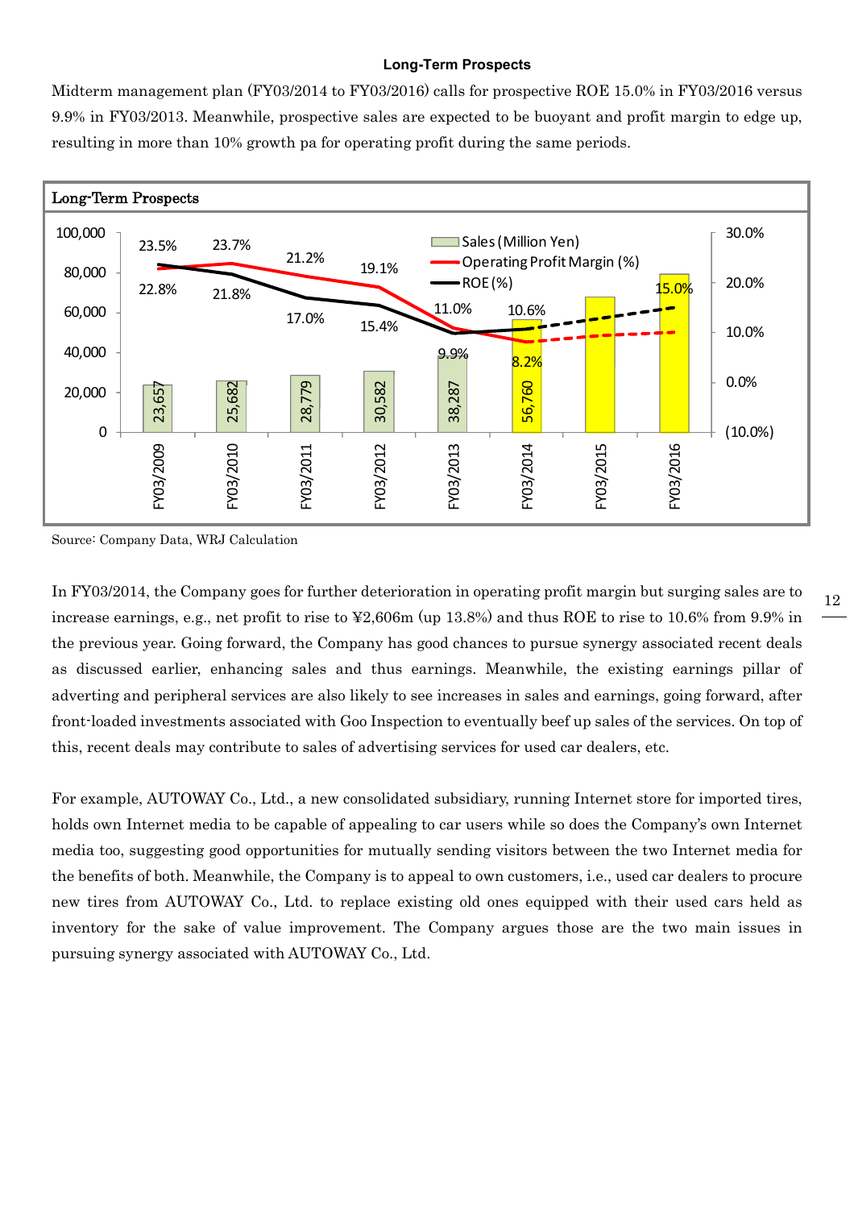### Long-Term Prospects

Midterm management plan (FY03/2014 to FY03/2016) calls for prospective ROE 15.0% in FY03/2016 versus 9.9% in FY03/2013. Meanwhile, prospective sales are expected to be buoyant and profit margin to edge up, resulting in more than 10% growth pa for operating profit during the same periods.

Long-Term Prospects

100,000
80,000
60,000
40,000
20,000
0

30.0%
20.0%
10.0%
0.0%
(10.0%)

Sales (Million Yen)
Operating Profit Margin (%)
ROE (%)

23.5% 23.7% 21.2% 19.1% 11.0% 10.6%
22.8% 21.8% 17.0% 15.4% 9.9% 8.2% 15.0%

23,657 25,682 28,779 30,582 38,287 56,760

FY03/2009 FY03/2010 FY03/2011 FY03/2012 FY03/2013 FY03/2014 FY03/2015 FY03/2016

Source: Company Data, WRJ Calculation

In FY03/2014, the Company goes for further deterioration in operating profit margin but surging sales are to increase earnings, e.g., net profit to rise to ¥2,606m (up 13.8%) and thus ROE to rise to 10.6% from 9.9% in the previous year. Going forward, the Company has good chances to pursue synergy associated recent deals as discussed earlier, enhancing sales and thus earnings. Meanwhile, the existing earnings pillar of adverting and peripheral services are also likely to see increases in sales and earnings, going forward, after front-loaded investments associated with Goo Inspection to eventually beef up sales of the services. On top of this, recent deals may contribute to sales of advertising services for used car dealers, etc.

For example, AUTOWAY Co., Ltd., a new consolidated subsidiary, running Internet store for imported tires, holds own Internet media to be capable of appealing to car users while so does the Company's own Internet media too, suggesting good opportunities for mutually sending visitors between the two Internet media for the benefits of both. Meanwhile, the Company is to appeal to own customers, i.e., used car dealers to procure new tires from AUTOWAY Co., Ltd. to replace existing old ones equipped with their used cars held as inventory for the sake of value improvement. The Company argues those are the two main issues in pursuing synergy associated with AUTOWAY Co., Ltd.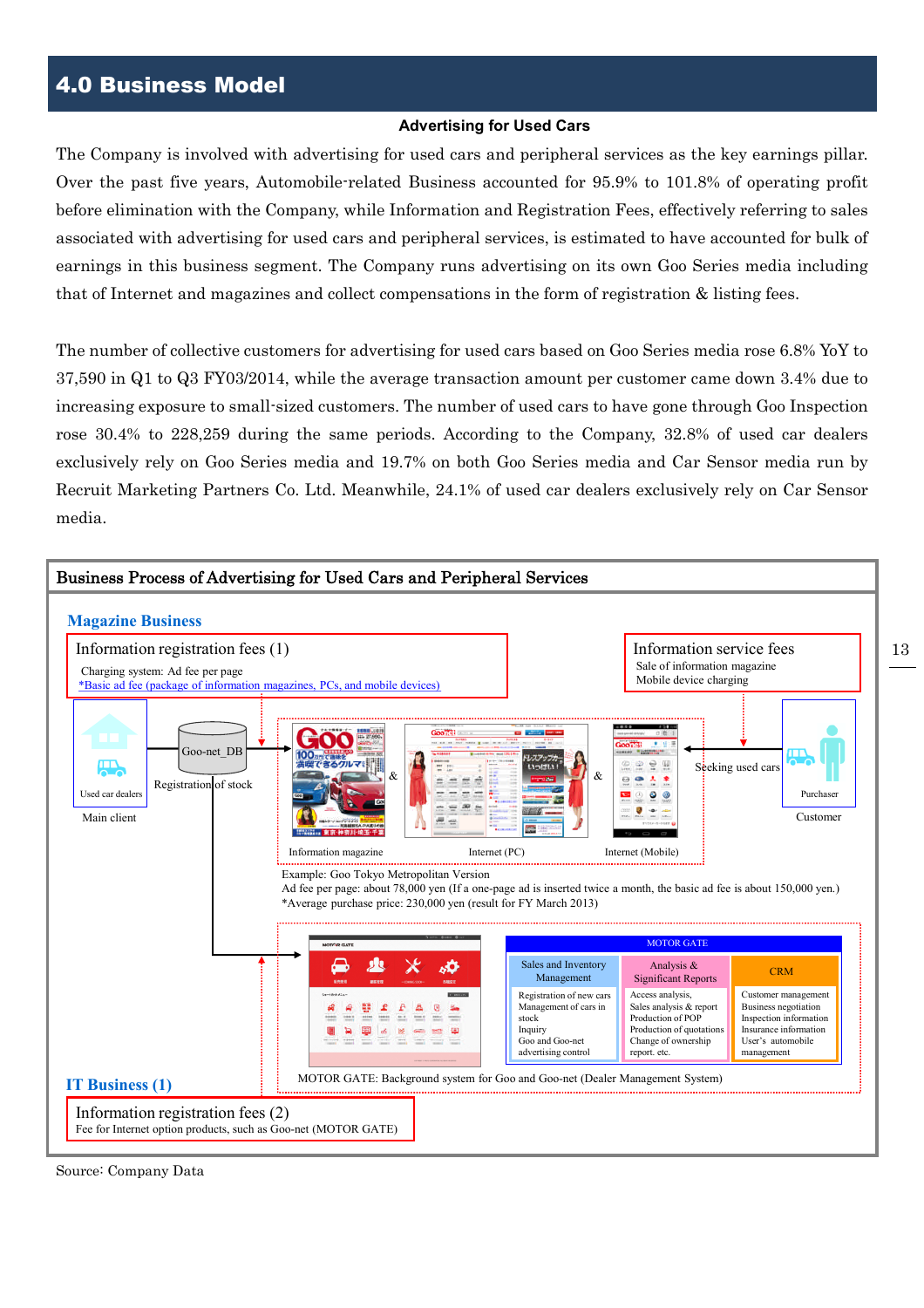## 4.0 Business Model

**Advertising for Used Cars**

The Company is involved with advertising for used cars and peripheral services as the key earnings pillar. Over the past five years, Automobile-related Business accounted for 95.9% to 101.8% of operating profit before elimination with the Company, while Information and Registration Fees, effectively referring to sales associated with advertising for used cars and peripheral services, is estimated to have accounted for bulk of earnings in this business segment. The Company runs advertising on its own Goo Series media including that of Internet and magazines and collect compensations in the form of registration & listing fees.

The number of collective customers for advertising for used cars based on Goo Series media rose 6.8% YoY to 37,590 in Q1 to Q3 FY03/2014, while the average transaction amount per customer came down 3.4% due to increasing exposure to small-sized customers. The number of used cars to have gone through Goo Inspection rose 30.4% to 228,259 during the same periods. According to the Company, 32.8% of used car dealers exclusively rely on Goo Series media and 19.7% on both Goo Series media and Car Sensor media run by Recruit Marketing Partners Co. Ltd. Meanwhile, 24.1% of used car dealers exclusively rely on Car Sensor media.

**Business Process of Advertising for Used Cars and Peripheral Services**

Magazine Business

Information registration fees (1)
Charging system: Ad fee per page
*Basic ad fee (package of information magazines, PCs, and mobile devices)

Information service fees
Sale of information magazine
Mobile device charging

Used car dealers
Main client
Goo-net_DB
Registration of stock
Information magazine & Internet (PC) & Internet (Mobile)
Seeking used cars
Purchaser
Customer

Example: Goo Tokyo Metropolitan Version
Ad fee per page: about 78,000 yen (If a one-page ad is inserted twice a month, the basic ad fee is about 150,000 yen.)
*Average purchase price: 230,000 yen (result for FY March 2013)

MOTOR GATE

| Sales and Inventory Management | Analysis & Significant Reports | CRM |
|---|---|---|
| Registration of new cars<br>Management of cars in stock<br>Inquiry<br>Goo and Goo-net advertising control | Access analysis,<br>Sales analysis & report<br>Production of POP<br>Production of quotations<br>Change of ownership report. etc. | Customer management<br>Business negotiation<br>Inspection information<br>Insurance information<br>User's automobile management |

MOTOR GATE: Background system for Goo and Goo-net (Dealer Management System)

IT Business (1)

Information registration fees (2)
Fee for Internet option products, such as Goo-net (MOTOR GATE)

Source: Company Data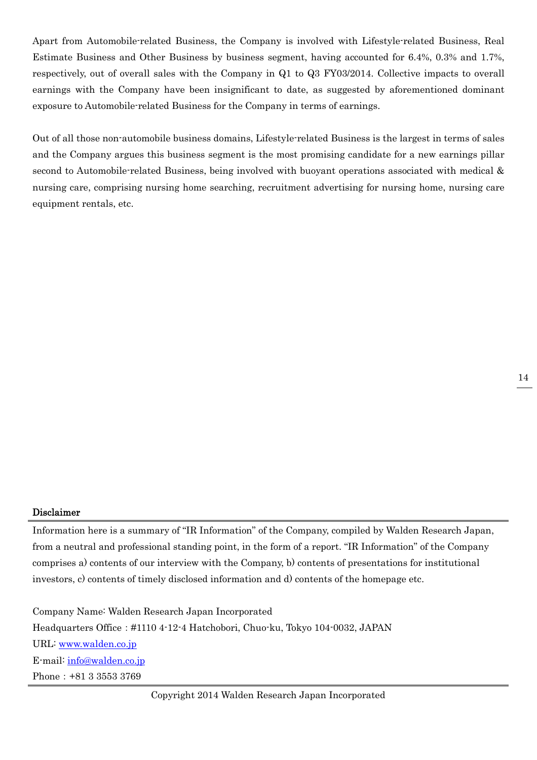Apart from Automobile-related Business, the Company is involved with Lifestyle-related Business, Real Estimate Business and Other Business by business segment, having accounted for 6.4%, 0.3% and 1.7%, respectively, out of overall sales with the Company in Q1 to Q3 FY03/2014. Collective impacts to overall earnings with the Company have been insignificant to date, as suggested by aforementioned dominant exposure to Automobile-related Business for the Company in terms of earnings.

Out of all those non-automobile business domains, Lifestyle-related Business is the largest in terms of sales and the Company argues this business segment is the most promising candidate for a new earnings pillar second to Automobile-related Business, being involved with buoyant operations associated with medical & nursing care, comprising nursing home searching, recruitment advertising for nursing home, nursing care equipment rentals, etc.

**Disclaimer**

Information here is a summary of "IR Information" of the Company, compiled by Walden Research Japan, from a neutral and professional standing point, in the form of a report. "IR Information" of the Company comprises a) contents of our interview with the Company, b) contents of presentations for institutional investors, c) contents of timely disclosed information and d) contents of the homepage etc.

Company Name: Walden Research Japan Incorporated
Headquarters Office : #1110 4-12-4 Hatchobori, Chuo-ku, Tokyo 104-0032, JAPAN
URL: www.walden.co.jp
E-mail: info@walden.co.jp
Phone : +81 3 3553 3769

Copyright 2014 Walden Research Japan Incorporated